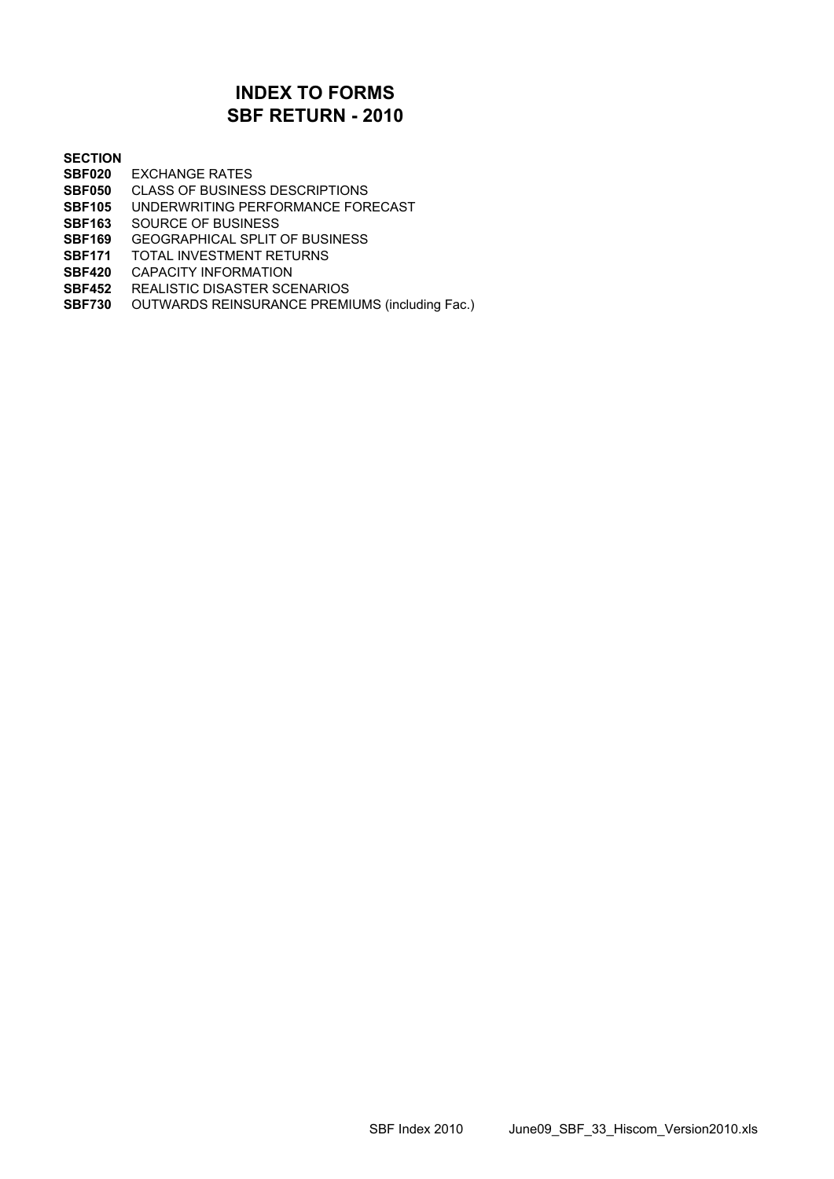# INDEX TO FORMS
# SBF RETURN - 2010

| SECTION | |
|---|---|
| **SBF020** | EXCHANGE RATES |
| **SBF050** | CLASS OF BUSINESS DESCRIPTIONS |
| **SBF105** | UNDERWRITING PERFORMANCE FORECAST |
| **SBF163** | SOURCE OF BUSINESS |
| **SBF169** | GEOGRAPHICAL SPLIT OF BUSINESS |
| **SBF171** | TOTAL INVESTMENT RETURNS |
| **SBF420** | CAPACITY INFORMATION |
| **SBF452** | REALISTIC DISASTER SCENARIOS |
| **SBF730** | OUTWARDS REINSURANCE PREMIUMS (including Fac.) |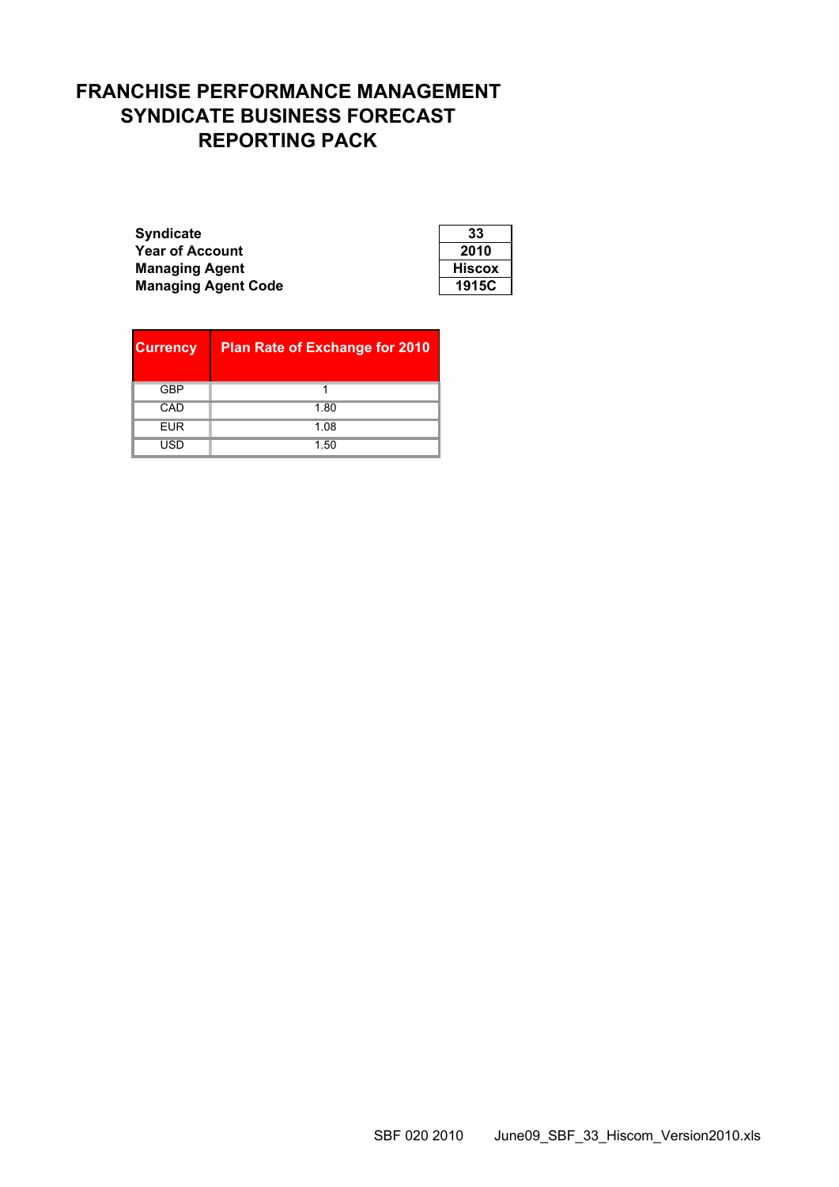# FRANCHISE PERFORMANCE MANAGEMENT
# SYNDICATE BUSINESS FORECAST
# REPORTING PACK

| | |
|---|---|
| **Syndicate** | **33** |
| **Year of Account** | **2010** |
| **Managing Agent** | **Hiscox** |
| **Managing Agent Code** | **1915C** |

| Currency | Plan Rate of Exchange for 2010 |
|---|---|
| GBP | 1 |
| CAD | 1.80 |
| EUR | 1.08 |
| USD | 1.50 |

SBF 020 2010 June09_SBF_33_Hiscom_Version2010.xls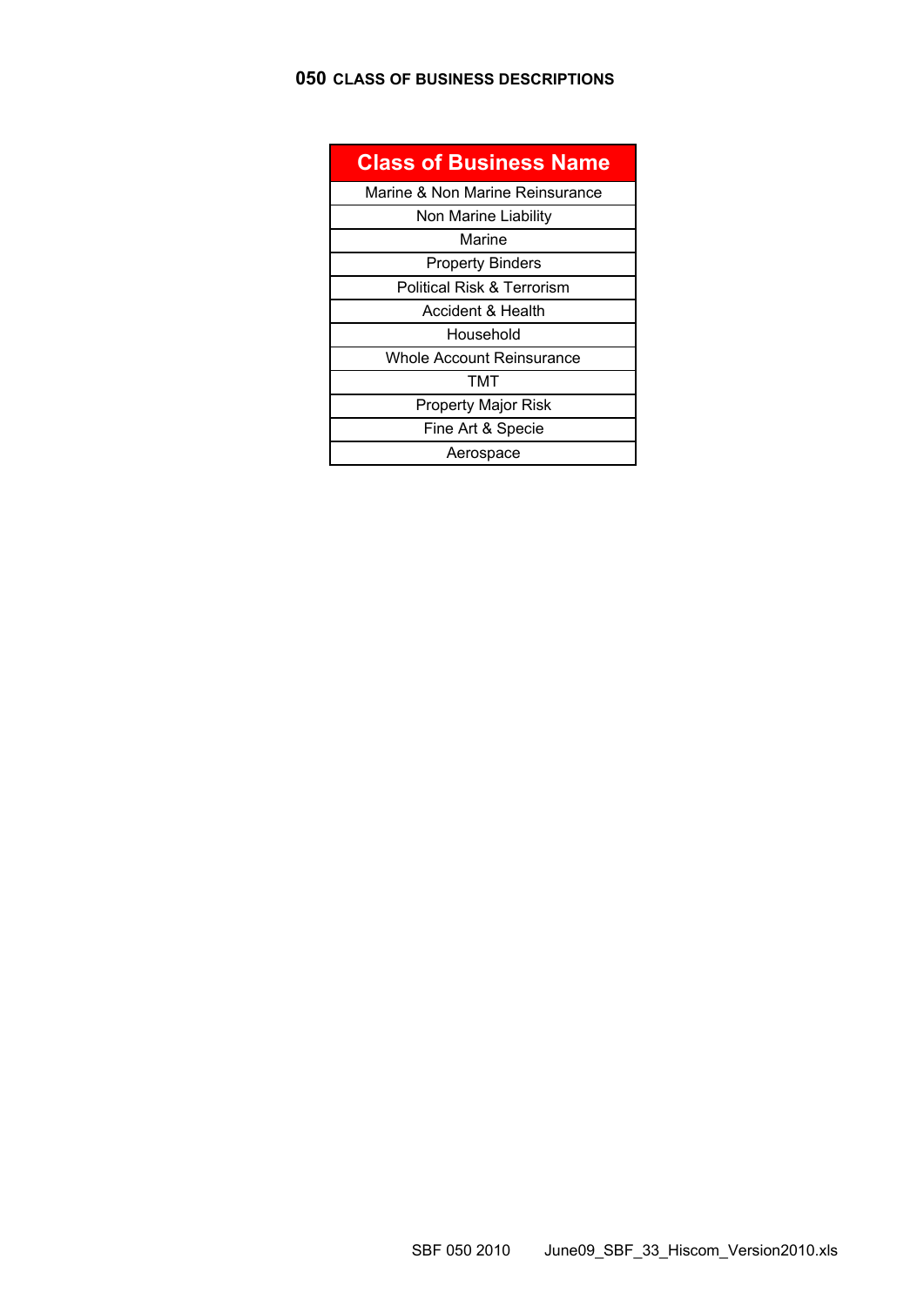## 050 CLASS OF BUSINESS DESCRIPTIONS

| Class of Business Name |
|---|
| Marine & Non Marine Reinsurance |
| Non Marine Liability |
| Marine |
| Property Binders |
| Political Risk & Terrorism |
| Accident & Health |
| Household |
| Whole Account Reinsurance |
| TMT |
| Property Major Risk |
| Fine Art & Specie |
| Aerospace |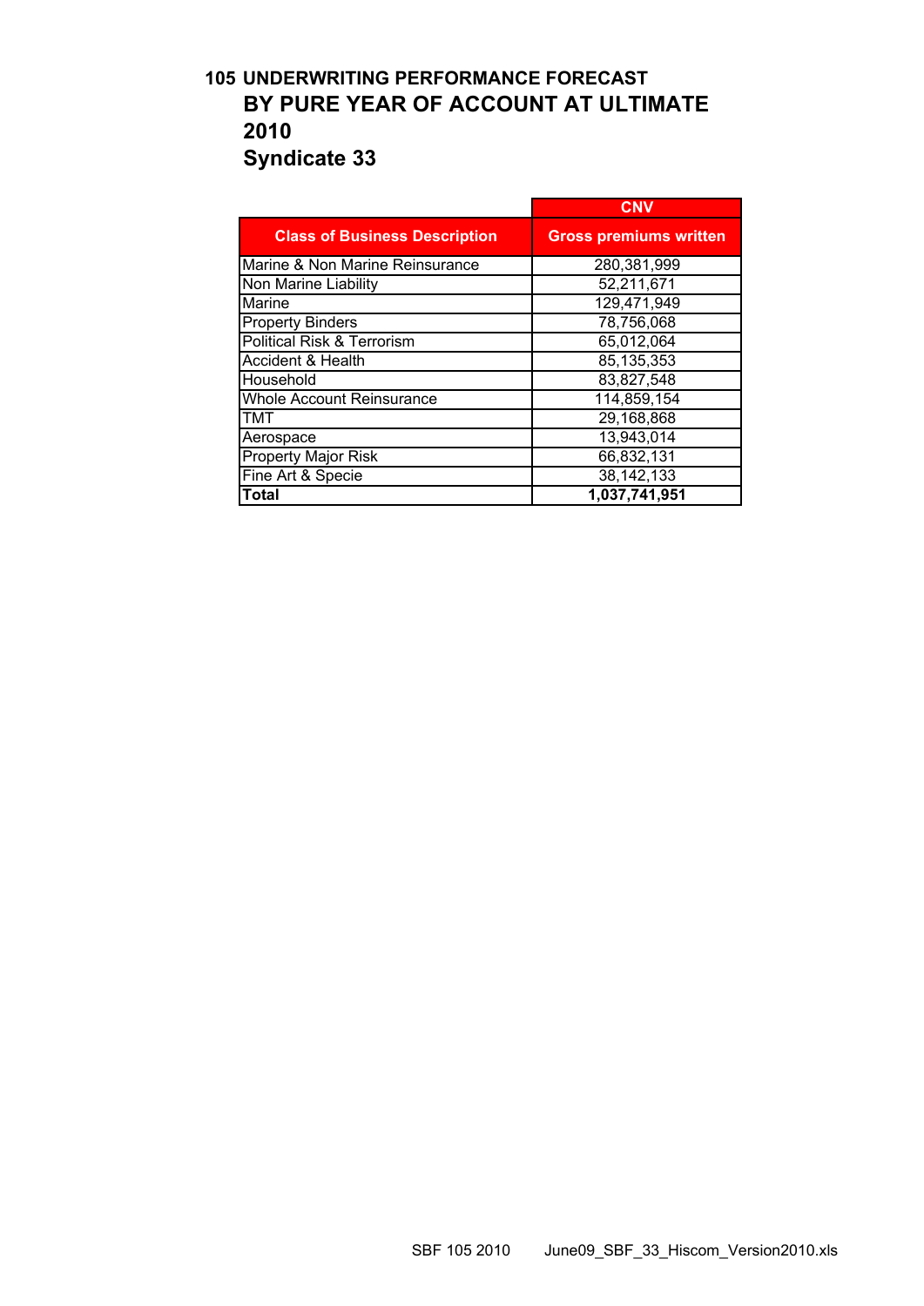# 105 UNDERWRITING PERFORMANCE FORECAST
## BY PURE YEAR OF ACCOUNT AT ULTIMATE
## 2010
## Syndicate 33

| | CNV |
|---|---|
| **Class of Business Description** | **Gross premiums written** |
| Marine & Non Marine Reinsurance | 280,381,999 |
| Non Marine Liability | 52,211,671 |
| Marine | 129,471,949 |
| Property Binders | 78,756,068 |
| Political Risk & Terrorism | 65,012,064 |
| Accident & Health | 85,135,353 |
| Household | 83,827,548 |
| Whole Account Reinsurance | 114,859,154 |
| TMT | 29,168,868 |
| Aerospace | 13,943,014 |
| Property Major Risk | 66,832,131 |
| Fine Art & Specie | 38,142,133 |
| **Total** | **1,037,741,951** |

SBF 105 2010 June09_SBF_33_Hiscom_Version2010.xls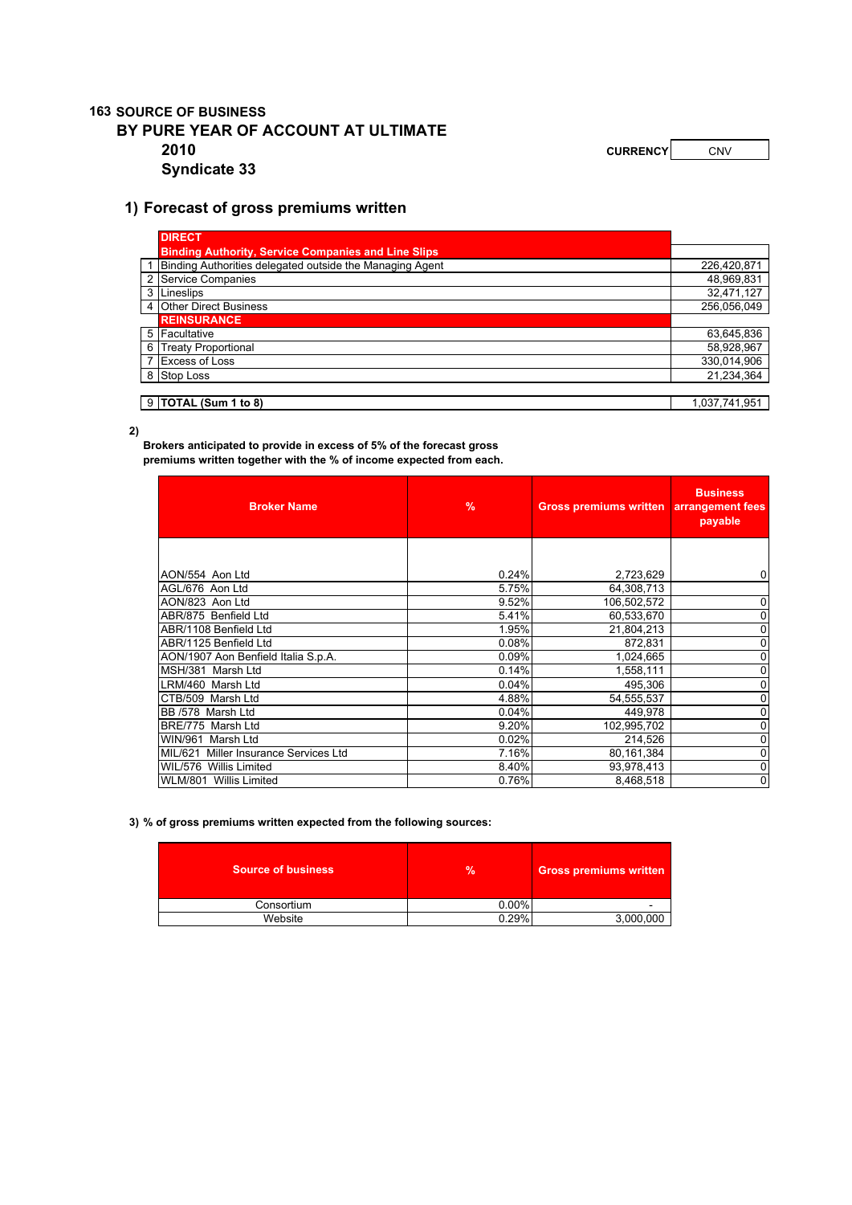**163** **SOURCE OF BUSINESS**

## BY PURE YEAR OF ACCOUNT AT ULTIMATE

**2010**

**Syndicate 33**

**CURRENCY** CNV

### 1) Forecast of gross premiums written

| | | |
|---|---|---|
| | **DIRECT** | |
| | **Binding Authority, Service Companies and Line Slips** | |
| 1 | Binding Authorities delegated outside the Managing Agent | 226,420,871 |
| 2 | Service Companies | 48,969,831 |
| 3 | Lineslips | 32,471,127 |
| 4 | Other Direct Business | 256,056,049 |
| | **REINSURANCE** | |
| 5 | Facultative | 63,645,836 |
| 6 | Treaty Proportional | 58,928,967 |
| 7 | Excess of Loss | 330,014,906 |
| 8 | Stop Loss | 21,234,364 |
| | | |
| 9 | **TOTAL (Sum 1 to 8)** | 1,037,741,951 |

**2)**

**Brokers anticipated to provide in excess of 5% of the forecast gross premiums written together with the % of income expected from each.**

| Broker Name | % | Gross premiums written | Business arrangement fees payable |
|---|---|---|---|
| AON/554 Aon Ltd | 0.24% | 2,723,629 | 0 |
| AGL/676 Aon Ltd | 5.75% | 64,308,713 | |
| AON/823 Aon Ltd | 9.52% | 106,502,572 | 0 |
| ABR/875 Benfield Ltd | 5.41% | 60,533,670 | 0 |
| ABR/1108 Benfield Ltd | 1.95% | 21,804,213 | 0 |
| ABR/1125 Benfield Ltd | 0.08% | 872,831 | 0 |
| AON/1907 Aon Benfield Italia S.p.A. | 0.09% | 1,024,665 | 0 |
| MSH/381 Marsh Ltd | 0.14% | 1,558,111 | 0 |
| LRM/460 Marsh Ltd | 0.04% | 495,306 | 0 |
| CTB/509 Marsh Ltd | 4.88% | 54,555,537 | 0 |
| BB /578 Marsh Ltd | 0.04% | 449,978 | 0 |
| BRE/775 Marsh Ltd | 9.20% | 102,995,702 | 0 |
| WIN/961 Marsh Ltd | 0.02% | 214,526 | 0 |
| MIL/621 Miller Insurance Services Ltd | 7.16% | 80,161,384 | 0 |
| WIL/576 Willis Limited | 8.40% | 93,978,413 | 0 |
| WLM/801 Willis Limited | 0.76% | 8,468,518 | 0 |

**3) % of gross premiums written expected from the following sources:**

| Source of business | % | Gross premiums written |
|---|---|---|
| Consortium | 0.00% | - |
| Website | 0.29% | 3,000,000 |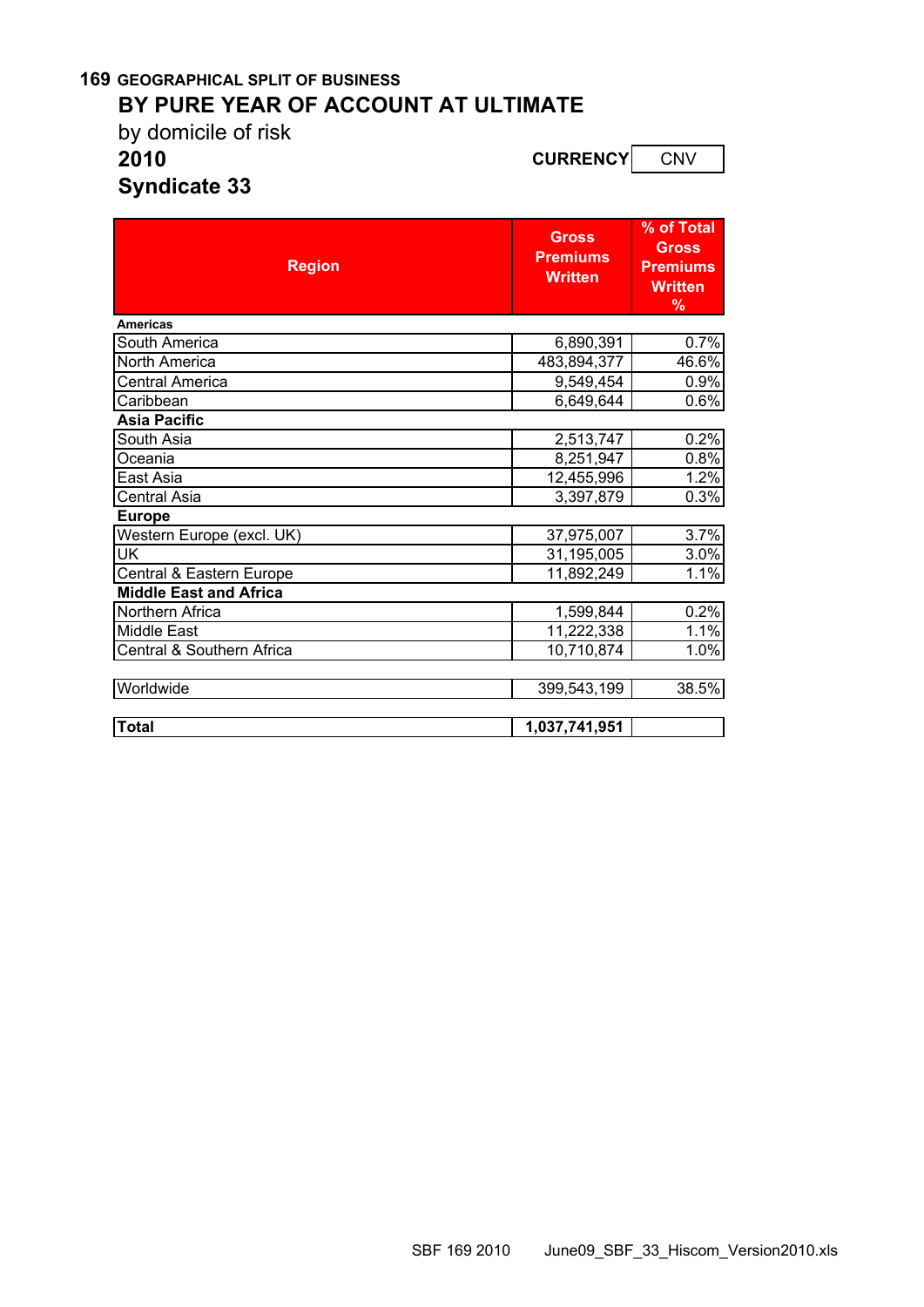**169 GEOGRAPHICAL SPLIT OF BUSINESS**

## BY PURE YEAR OF ACCOUNT AT ULTIMATE

by domicile of risk

**2010**

**CURRENCY** CNV

**Syndicate 33**

| Region | Gross Premiums Written | % of Total Gross Premiums Written % |
|---|---|---|
| **Americas** | | |
| South America | 6,890,391 | 0.7% |
| North America | 483,894,377 | 46.6% |
| Central America | 9,549,454 | 0.9% |
| Caribbean | 6,649,644 | 0.6% |
| **Asia Pacific** | | |
| South Asia | 2,513,747 | 0.2% |
| Oceania | 8,251,947 | 0.8% |
| East Asia | 12,455,996 | 1.2% |
| Central Asia | 3,397,879 | 0.3% |
| **Europe** | | |
| Western Europe (excl. UK) | 37,975,007 | 3.7% |
| UK | 31,195,005 | 3.0% |
| Central & Eastern Europe | 11,892,249 | 1.1% |
| **Middle East and Africa** | | |
| Northern Africa | 1,599,844 | 0.2% |
| Middle East | 11,222,338 | 1.1% |
| Central & Southern Africa | 10,710,874 | 1.0% |
| Worldwide | 399,543,199 | 38.5% |
| **Total** | **1,037,741,951** | |

SBF 169 2010 June09_SBF_33_Hiscom_Version2010.xls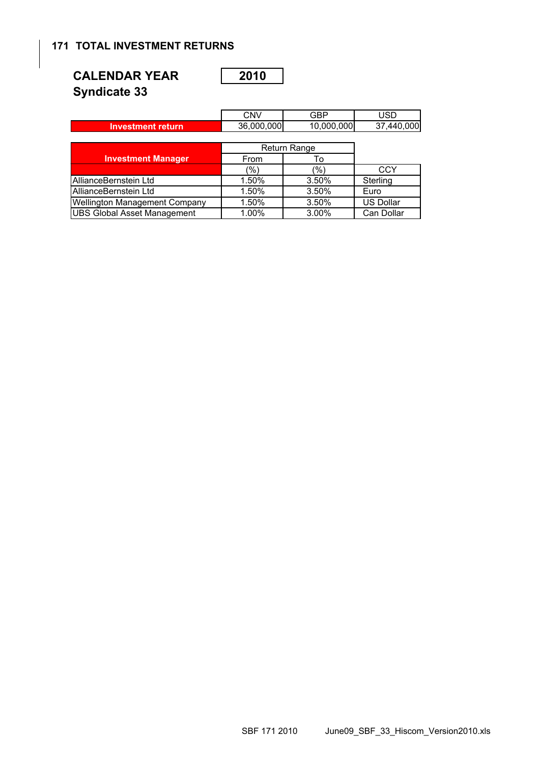## 171 TOTAL INVESTMENT RETURNS

**CALENDAR YEAR** **2010**

**Syndicate 33**

| | CNV | GBP | USD |
|---|---|---|---|
| **Investment return** | 36,000,000 | 10,000,000 | 37,440,000 |

| **Investment Manager** | Return Range | | |
|---|---|---|---|
| | From | To | |
| | (%) | (%) | CCY |
| AllianceBernstein Ltd | 1.50% | 3.50% | Sterling |
| AllianceBernstein Ltd | 1.50% | 3.50% | Euro |
| Wellington Management Company | 1.50% | 3.50% | US Dollar |
| UBS Global Asset Management | 1.00% | 3.00% | Can Dollar |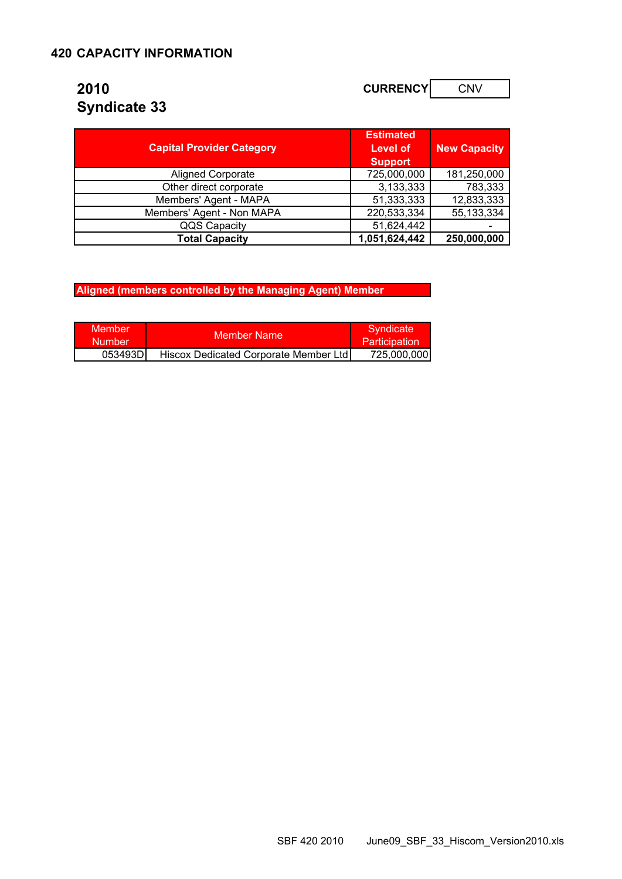## 420 CAPACITY INFORMATION

### 2010
### Syndicate 33

**CURRENCY** CNV

| Capital Provider Category | Estimated Level of Support | New Capacity |
|---|---|---|
| Aligned Corporate | 725,000,000 | 181,250,000 |
| Other direct corporate | 3,133,333 | 783,333 |
| Members' Agent - MAPA | 51,333,333 | 12,833,333 |
| Members' Agent - Non MAPA | 220,533,334 | 55,133,334 |
| QQS Capacity | 51,624,442 | - |
| **Total Capacity** | **1,051,624,442** | **250,000,000** |

**Aligned (members controlled by the Managing Agent) Member**

| Member Number | Member Name | Syndicate Participation |
|---|---|---|
| 053493D | Hiscox Dedicated Corporate Member Ltd | 725,000,000 |

SBF 420 2010 June09_SBF_33_Hiscom_Version2010.xls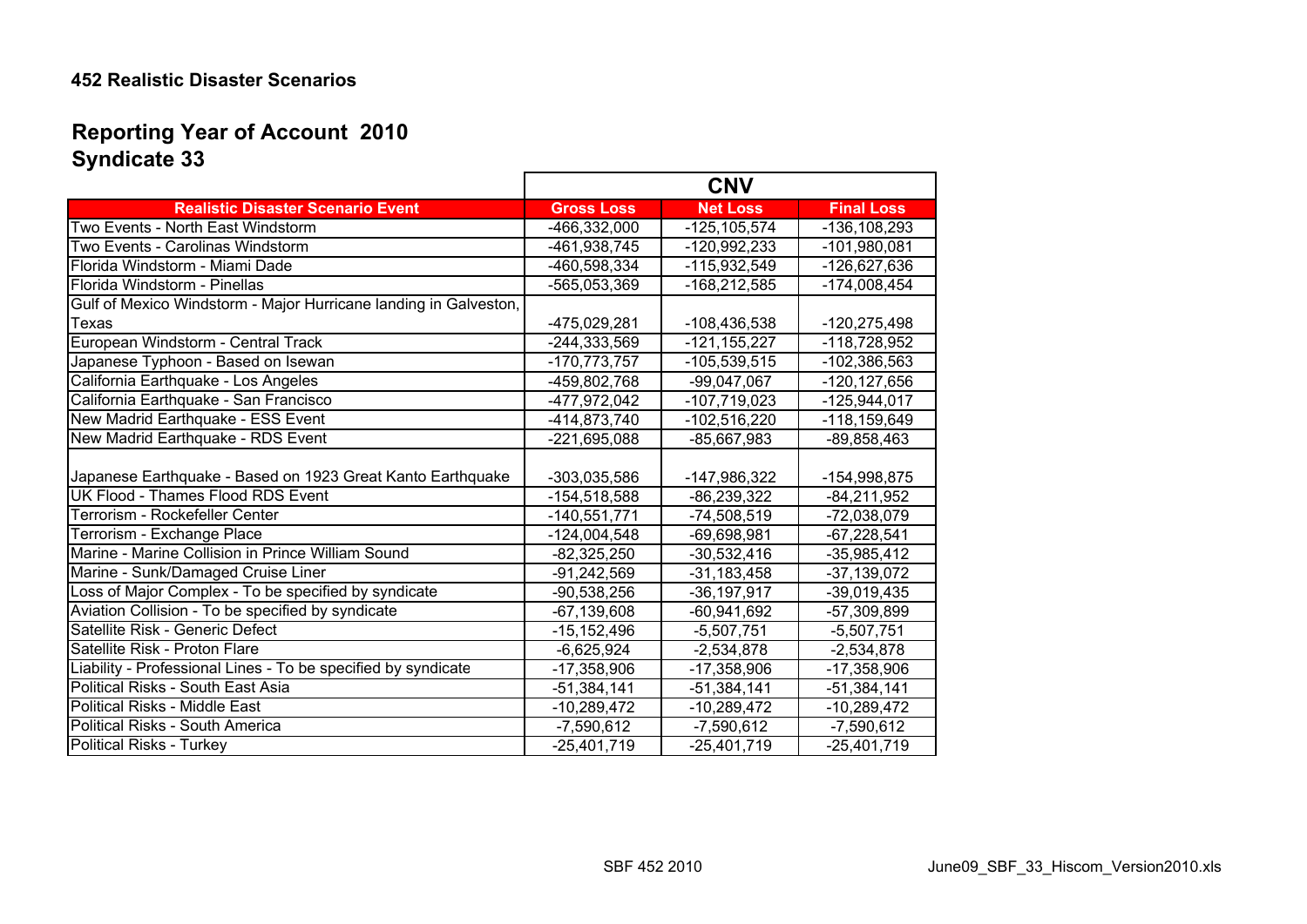**452 Realistic Disaster Scenarios**

## Reporting Year of Account 2010
## Syndicate 33

| | CNV | | |
|---|---|---|---|
| **Realistic Disaster Scenario Event** | **Gross Loss** | **Net Loss** | **Final Loss** |
| Two Events - North East Windstorm | -466,332,000 | -125,105,574 | -136,108,293 |
| Two Events - Carolinas Windstorm | -461,938,745 | -120,992,233 | -101,980,081 |
| Florida Windstorm - Miami Dade | -460,598,334 | -115,932,549 | -126,627,636 |
| Florida Windstorm - Pinellas | -565,053,369 | -168,212,585 | -174,008,454 |
| Gulf of Mexico Windstorm - Major Hurricane landing in Galveston, Texas | -475,029,281 | -108,436,538 | -120,275,498 |
| European Windstorm - Central Track | -244,333,569 | -121,155,227 | -118,728,952 |
| Japanese Typhoon - Based on Isewan | -170,773,757 | -105,539,515 | -102,386,563 |
| California Earthquake - Los Angeles | -459,802,768 | -99,047,067 | -120,127,656 |
| California Earthquake - San Francisco | -477,972,042 | -107,719,023 | -125,944,017 |
| New Madrid Earthquake - ESS Event | -414,873,740 | -102,516,220 | -118,159,649 |
| New Madrid Earthquake - RDS Event | -221,695,088 | -85,667,983 | -89,858,463 |
| Japanese Earthquake - Based on 1923 Great Kanto Earthquake | -303,035,586 | -147,986,322 | -154,998,875 |
| UK Flood - Thames Flood RDS Event | -154,518,588 | -86,239,322 | -84,211,952 |
| Terrorism - Rockefeller Center | -140,551,771 | -74,508,519 | -72,038,079 |
| Terrorism - Exchange Place | -124,004,548 | -69,698,981 | -67,228,541 |
| Marine - Marine Collision in Prince William Sound | -82,325,250 | -30,532,416 | -35,985,412 |
| Marine - Sunk/Damaged Cruise Liner | -91,242,569 | -31,183,458 | -37,139,072 |
| Loss of Major Complex - To be specified by syndicate | -90,538,256 | -36,197,917 | -39,019,435 |
| Aviation Collision - To be specified by syndicate | -67,139,608 | -60,941,692 | -57,309,899 |
| Satellite Risk - Generic Defect | -15,152,496 | -5,507,751 | -5,507,751 |
| Satellite Risk - Proton Flare | -6,625,924 | -2,534,878 | -2,534,878 |
| Liability - Professional Lines - To be specified by syndicate | -17,358,906 | -17,358,906 | -17,358,906 |
| Political Risks - South East Asia | -51,384,141 | -51,384,141 | -51,384,141 |
| Political Risks - Middle East | -10,289,472 | -10,289,472 | -10,289,472 |
| Political Risks - South America | -7,590,612 | -7,590,612 | -7,590,612 |
| Political Risks - Turkey | -25,401,719 | -25,401,719 | -25,401,719 |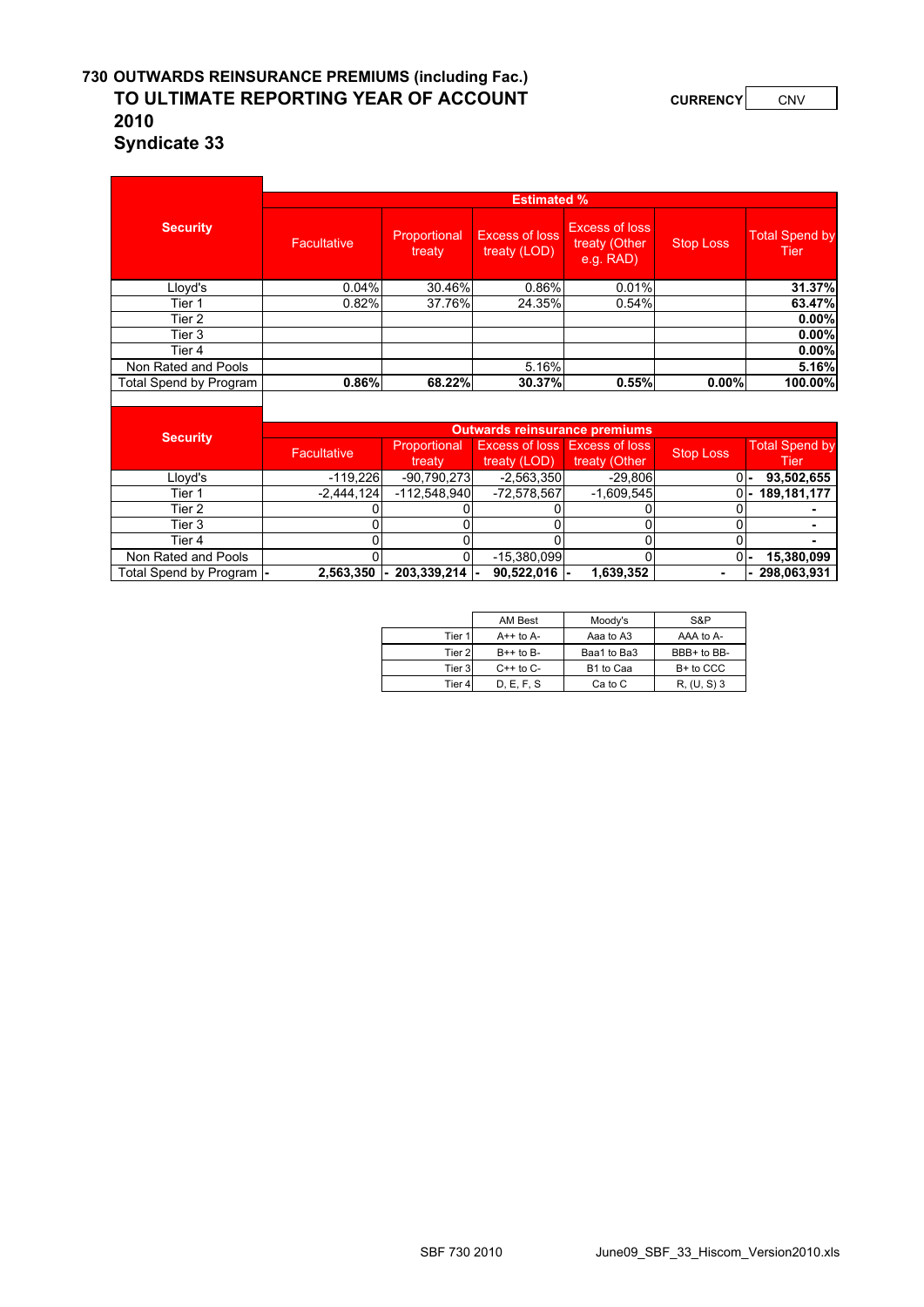# 730 OUTWARDS REINSURANCE PREMIUMS (including Fac.)

## TO ULTIMATE REPORTING YEAR OF ACCOUNT 2010

## Syndicate 33

**CURRENCY** | CNV

| Security | Estimated % | | | | | |
|---|---|---|---|---|---|---|
| | Facultative | Proportional treaty | Excess of loss treaty (LOD) | Excess of loss treaty (Other e.g. RAD) | Stop Loss | Total Spend by Tier |
| Lloyd's | 0.04% | 30.46% | 0.86% | 0.01% | | **31.37%** |
| Tier 1 | 0.82% | 37.76% | 24.35% | 0.54% | | **63.47%** |
| Tier 2 | | | | | | **0.00%** |
| Tier 3 | | | | | | **0.00%** |
| Tier 4 | | | | | | **0.00%** |
| Non Rated and Pools | | | 5.16% | | | **5.16%** |
| Total Spend by Program | **0.86%** | **68.22%** | **30.37%** | **0.55%** | **0.00%** | **100.00%** |

| Security | Outwards reinsurance premiums | | | | | |
|---|---|---|---|---|---|---|
| | Facultative | Proportional treaty | Excess of loss treaty (LOD) | Excess of loss treaty (Other | Stop Loss | Total Spend by Tier |
| Lloyd's | -119,226 | -90,790,273 | -2,563,350 | -29,806 | 0 | **- 93,502,655** |
| Tier 1 | -2,444,124 | -112,548,940 | -72,578,567 | -1,609,545 | 0 | **- 189,181,177** |
| Tier 2 | 0 | 0 | 0 | 0 | 0 | **-** |
| Tier 3 | 0 | 0 | 0 | 0 | 0 | **-** |
| Tier 4 | 0 | 0 | 0 | 0 | 0 | **-** |
| Non Rated and Pools | 0 | 0 | -15,380,099 | 0 | 0 | **- 15,380,099** |
| Total Spend by Program | **- 2,563,350** | **- 203,339,214** | **- 90,522,016** | **- 1,639,352** | **-** | **- 298,063,931** |

| | AM Best | Moody's | S&P |
|---|---|---|---|
| Tier 1 | A++ to A- | Aaa to A3 | AAA to A- |
| Tier 2 | B++ to B- | Baa1 to Ba3 | BBB+ to BB- |
| Tier 3 | C++ to C- | B1 to Caa | B+ to CCC |
| Tier 4 | D, E, F, S | Ca to C | R, (U, S) 3 |

SBF 730 2010 June09_SBF_33_Hiscom_Version2010.xls